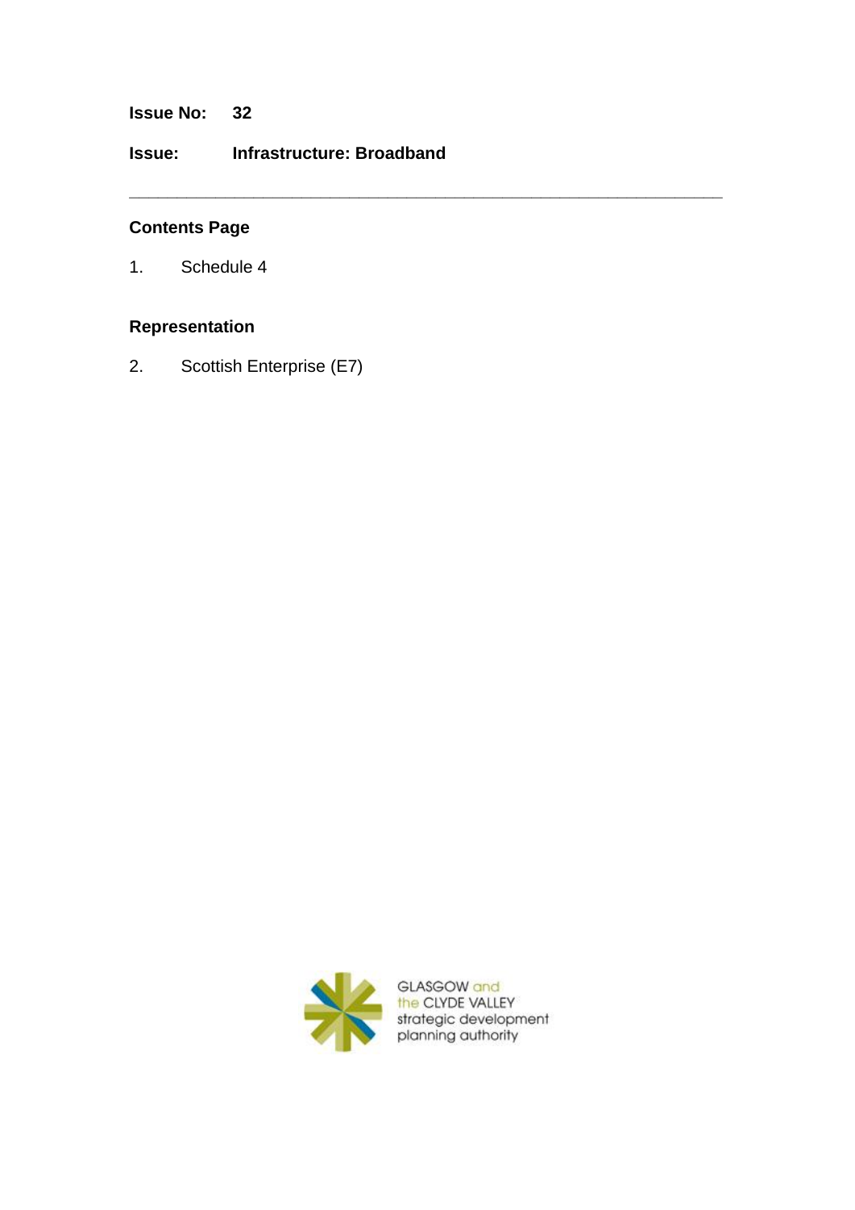**Issue No:** **32**

**Issue:** **Infrastructure: Broadband**

---

## Contents Page

1. Schedule 4

## Representation

2. Scottish Enterprise (E7)

GLASGOW and the CLYDE VALLEY strategic development planning authority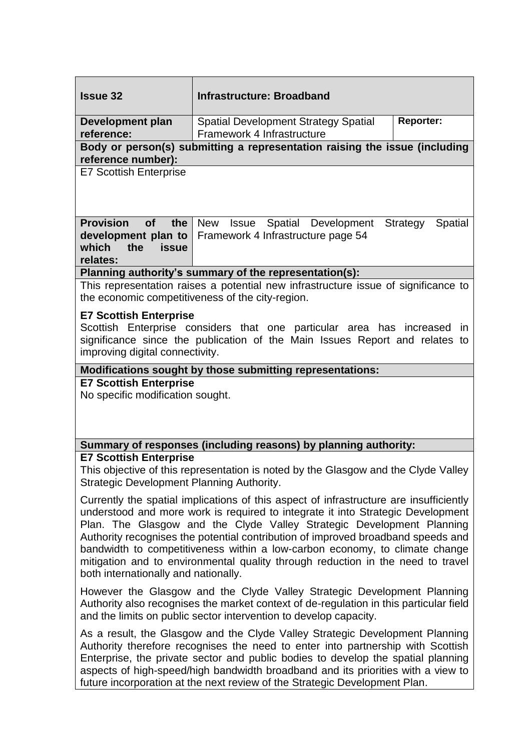| **Issue 32** | **Infrastructure: Broadband** | |
|---|---|---|
| **Development plan reference:** | Spatial Development Strategy Spatial Framework 4 Infrastructure | **Reporter:** |
| **Body or person(s) submitting a representation raising the issue (including reference number):** | | |
| E7 Scottish Enterprise | | |
| **Provision of the development plan to which the issue relates:** | New Issue Spatial Development Strategy Spatial Framework 4 Infrastructure page 54 | |
| **Planning authority's summary of the representation(s):** | | |

This representation raises a potential new infrastructure issue of significance to the economic competitiveness of the city-region.

**E7 Scottish Enterprise**
Scottish Enterprise considers that one particular area has increased in significance since the publication of the Main Issues Report and relates to improving digital connectivity.

**Modifications sought by those submitting representations:**

**E7 Scottish Enterprise**
No specific modification sought.

**Summary of responses (including reasons) by planning authority:**

**E7 Scottish Enterprise**
This objective of this representation is noted by the Glasgow and the Clyde Valley Strategic Development Planning Authority.

Currently the spatial implications of this aspect of infrastructure are insufficiently understood and more work is required to integrate it into Strategic Development Plan. The Glasgow and the Clyde Valley Strategic Development Planning Authority recognises the potential contribution of improved broadband speeds and bandwidth to competitiveness within a low-carbon economy, to climate change mitigation and to environmental quality through reduction in the need to travel both internationally and nationally.

However the Glasgow and the Clyde Valley Strategic Development Planning Authority also recognises the market context of de-regulation in this particular field and the limits on public sector intervention to develop capacity.

As a result, the Glasgow and the Clyde Valley Strategic Development Planning Authority therefore recognises the need to enter into partnership with Scottish Enterprise, the private sector and public bodies to develop the spatial planning aspects of high-speed/high bandwidth broadband and its priorities with a view to future incorporation at the next review of the Strategic Development Plan.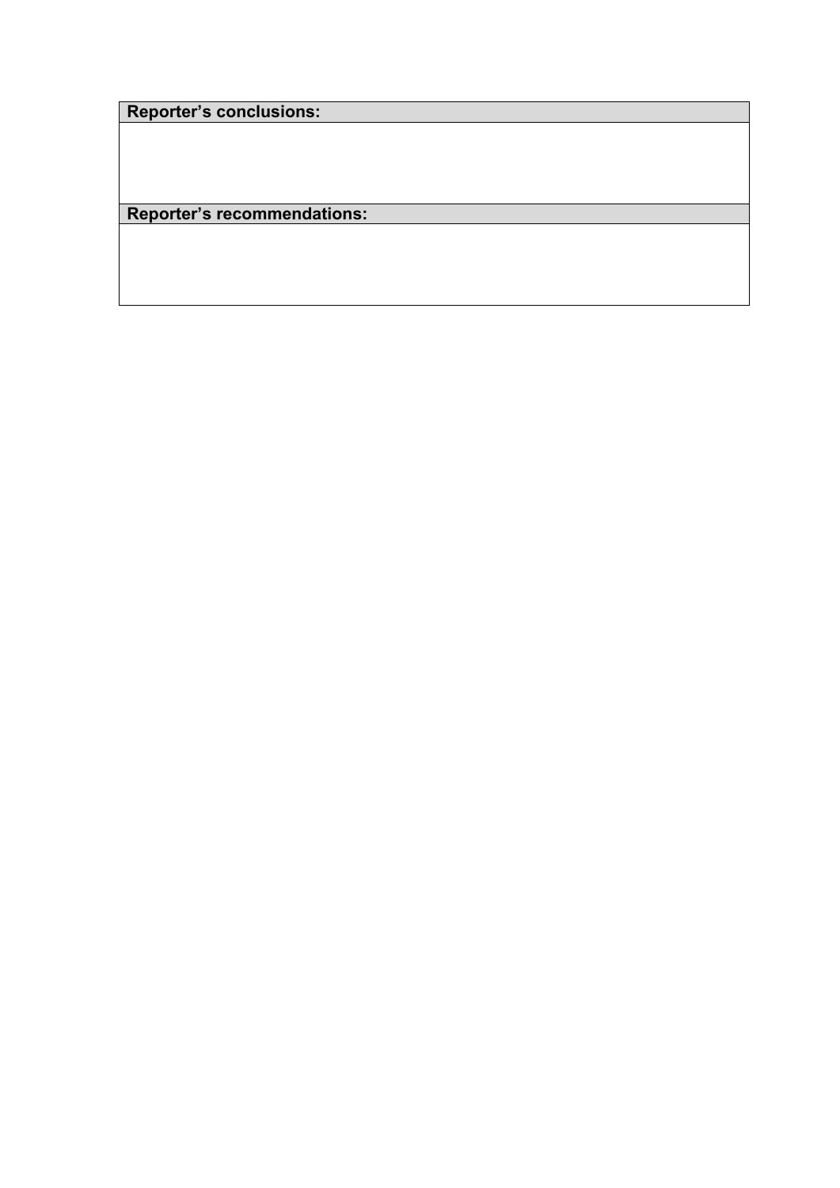| Reporter's conclusions: |
| --- |
| |
| **Reporter's recommendations:** |
| |